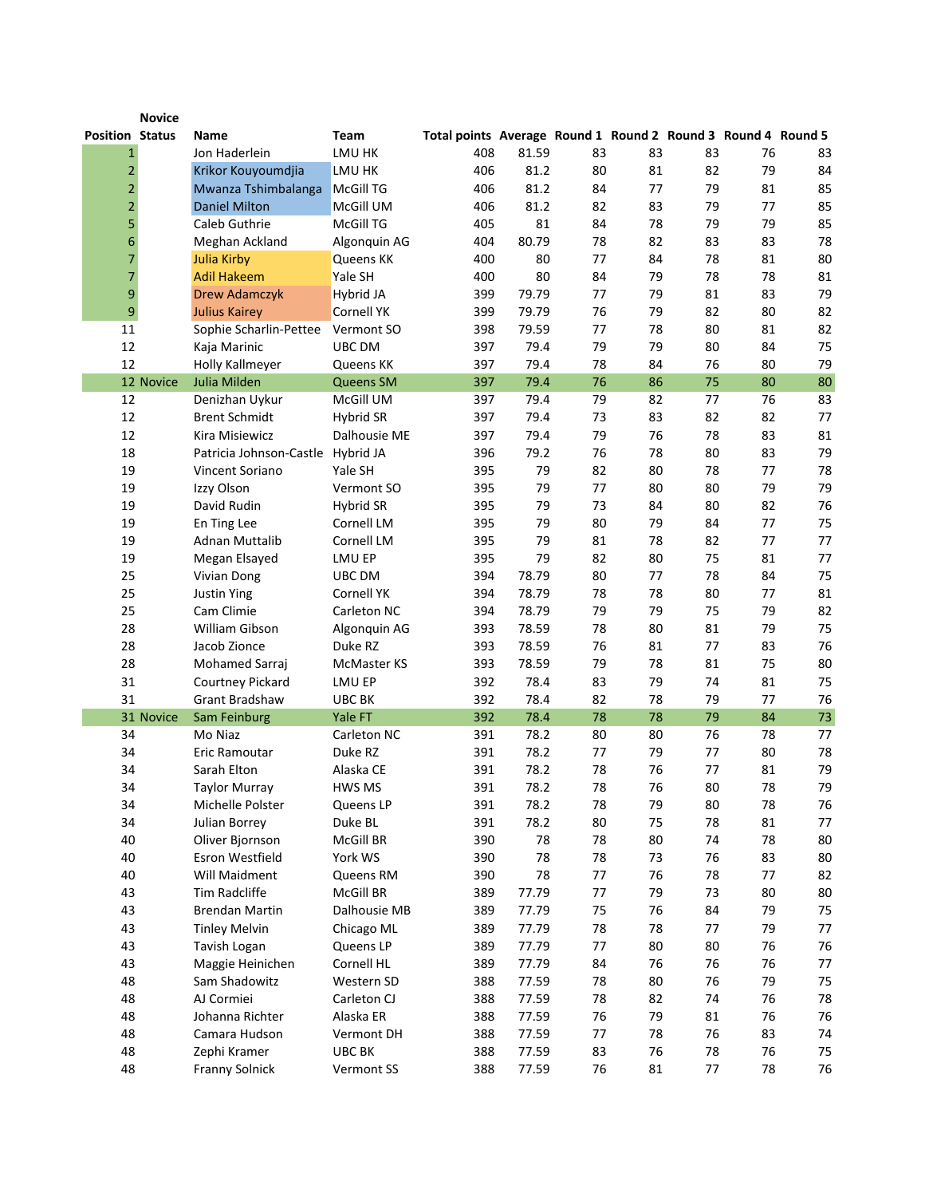| Position | Novice Status | Name | Team | Total points | Average | Round 1 | Round 2 | Round 3 | Round 4 | Round 5 |
|---|---|---|---|---|---|---|---|---|---|---|
| 1 | | Jon Haderlein | LMU HK | 408 | 81.59 | 83 | 83 | 83 | 76 | 83 |
| 2 | | Krikor Kouyoumdjia | LMU HK | 406 | 81.2 | 80 | 81 | 82 | 79 | 84 |
| 2 | | Mwanza Tshimbalanga | McGill TG | 406 | 81.2 | 84 | 77 | 79 | 81 | 85 |
| 2 | | Daniel Milton | McGill UM | 406 | 81.2 | 82 | 83 | 79 | 77 | 85 |
| 5 | | Caleb Guthrie | McGill TG | 405 | 81 | 84 | 78 | 79 | 79 | 85 |
| 6 | | Meghan Ackland | Algonquin AG | 404 | 80.79 | 78 | 82 | 83 | 83 | 78 |
| 7 | | Julia Kirby | Queens KK | 400 | 80 | 77 | 84 | 78 | 81 | 80 |
| 7 | | Adil Hakeem | Yale SH | 400 | 80 | 84 | 79 | 78 | 78 | 81 |
| 9 | | Drew Adamczyk | Hybrid JA | 399 | 79.79 | 77 | 79 | 81 | 83 | 79 |
| 9 | | Julius Kairey | Cornell YK | 399 | 79.79 | 76 | 79 | 82 | 80 | 82 |
| 11 | | Sophie Scharlin-Pettee | Vermont SO | 398 | 79.59 | 77 | 78 | 80 | 81 | 82 |
| 12 | | Kaja Marinic | UBC DM | 397 | 79.4 | 79 | 79 | 80 | 84 | 75 |
| 12 | | Holly Kallmeyer | Queens KK | 397 | 79.4 | 78 | 84 | 76 | 80 | 79 |
| 12 | Novice | Julia Milden | Queens SM | 397 | 79.4 | 76 | 86 | 75 | 80 | 80 |
| 12 | | Denizhan Uykur | McGill UM | 397 | 79.4 | 79 | 82 | 77 | 76 | 83 |
| 12 | | Brent Schmidt | Hybrid SR | 397 | 79.4 | 73 | 83 | 82 | 82 | 77 |
| 12 | | Kira Misiewicz | Dalhousie ME | 397 | 79.4 | 79 | 76 | 78 | 83 | 81 |
| 18 | | Patricia Johnson-Castle | Hybrid JA | 396 | 79.2 | 76 | 78 | 80 | 83 | 79 |
| 19 | | Vincent Soriano | Yale SH | 395 | 79 | 82 | 80 | 78 | 77 | 78 |
| 19 | | Izzy Olson | Vermont SO | 395 | 79 | 77 | 80 | 80 | 79 | 79 |
| 19 | | David Rudin | Hybrid SR | 395 | 79 | 73 | 84 | 80 | 82 | 76 |
| 19 | | En Ting Lee | Cornell LM | 395 | 79 | 80 | 79 | 84 | 77 | 75 |
| 19 | | Adnan Muttalib | Cornell LM | 395 | 79 | 81 | 78 | 82 | 77 | 77 |
| 19 | | Megan Elsayed | LMU EP | 395 | 79 | 82 | 80 | 75 | 81 | 77 |
| 25 | | Vivian Dong | UBC DM | 394 | 78.79 | 80 | 77 | 78 | 84 | 75 |
| 25 | | Justin Ying | Cornell YK | 394 | 78.79 | 78 | 78 | 80 | 77 | 81 |
| 25 | | Cam Climie | Carleton NC | 394 | 78.79 | 79 | 79 | 75 | 79 | 82 |
| 28 | | William Gibson | Algonquin AG | 393 | 78.59 | 78 | 80 | 81 | 79 | 75 |
| 28 | | Jacob Zionce | Duke RZ | 393 | 78.59 | 76 | 81 | 77 | 83 | 76 |
| 28 | | Mohamed Sarraj | McMaster KS | 393 | 78.59 | 79 | 78 | 81 | 75 | 80 |
| 31 | | Courtney Pickard | LMU EP | 392 | 78.4 | 83 | 79 | 74 | 81 | 75 |
| 31 | | Grant Bradshaw | UBC BK | 392 | 78.4 | 82 | 78 | 79 | 77 | 76 |
| 31 | Novice | Sam Feinburg | Yale FT | 392 | 78.4 | 78 | 78 | 79 | 84 | 73 |
| 34 | | Mo Niaz | Carleton NC | 391 | 78.2 | 80 | 80 | 76 | 78 | 77 |
| 34 | | Eric Ramoutar | Duke RZ | 391 | 78.2 | 77 | 79 | 77 | 80 | 78 |
| 34 | | Sarah Elton | Alaska CE | 391 | 78.2 | 78 | 76 | 77 | 81 | 79 |
| 34 | | Taylor Murray | HWS MS | 391 | 78.2 | 78 | 76 | 80 | 78 | 79 |
| 34 | | Michelle Polster | Queens LP | 391 | 78.2 | 78 | 79 | 80 | 78 | 76 |
| 34 | | Julian Borrey | Duke BL | 391 | 78.2 | 80 | 75 | 78 | 81 | 77 |
| 40 | | Oliver Bjornson | McGill BR | 390 | 78 | 78 | 80 | 74 | 78 | 80 |
| 40 | | Esron Westfield | York WS | 390 | 78 | 78 | 73 | 76 | 83 | 80 |
| 40 | | Will Maidment | Queens RM | 390 | 78 | 77 | 76 | 78 | 77 | 82 |
| 43 | | Tim Radcliffe | McGill BR | 389 | 77.79 | 77 | 79 | 73 | 80 | 80 |
| 43 | | Brendan Martin | Dalhousie MB | 389 | 77.79 | 75 | 76 | 84 | 79 | 75 |
| 43 | | Tinley Melvin | Chicago ML | 389 | 77.79 | 78 | 78 | 77 | 79 | 77 |
| 43 | | Tavish Logan | Queens LP | 389 | 77.79 | 77 | 80 | 80 | 76 | 76 |
| 43 | | Maggie Heinichen | Cornell HL | 389 | 77.79 | 84 | 76 | 76 | 76 | 77 |
| 48 | | Sam Shadowitz | Western SD | 388 | 77.59 | 78 | 80 | 76 | 79 | 75 |
| 48 | | AJ Cormiei | Carleton CJ | 388 | 77.59 | 78 | 82 | 74 | 76 | 78 |
| 48 | | Johanna Richter | Alaska ER | 388 | 77.59 | 76 | 79 | 81 | 76 | 76 |
| 48 | | Camara Hudson | Vermont DH | 388 | 77.59 | 77 | 78 | 76 | 83 | 74 |
| 48 | | Zephi Kramer | UBC BK | 388 | 77.59 | 83 | 76 | 78 | 76 | 75 |
| 48 | | Franny Solnick | Vermont SS | 388 | 77.59 | 76 | 81 | 77 | 78 | 76 |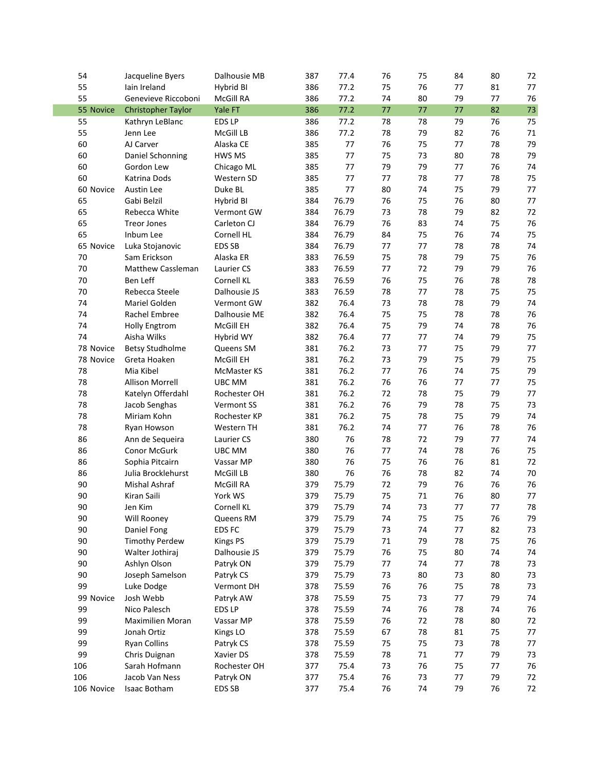| | | | | | | | | | |
|---|---|---|---|---|---|---|---|---|---|
| 54 | Jacqueline Byers | Dalhousie MB | 387 | 77.4 | 76 | 75 | 84 | 80 | 72 |
| 55 | Iain Ireland | Hybrid BI | 386 | 77.2 | 75 | 76 | 77 | 81 | 77 |
| 55 | Genevieve Riccoboni | McGill RA | 386 | 77.2 | 74 | 80 | 79 | 77 | 76 |
| 55 Novice | Christopher Taylor | Yale FT | 386 | 77.2 | 77 | 77 | 77 | 82 | 73 |
| 55 | Kathryn LeBlanc | EDS LP | 386 | 77.2 | 78 | 78 | 79 | 76 | 75 |
| 55 | Jenn Lee | McGill LB | 386 | 77.2 | 78 | 79 | 82 | 76 | 71 |
| 60 | AJ Carver | Alaska CE | 385 | 77 | 76 | 75 | 77 | 78 | 79 |
| 60 | Daniel Schonning | HWS MS | 385 | 77 | 75 | 73 | 80 | 78 | 79 |
| 60 | Gordon Lew | Chicago ML | 385 | 77 | 79 | 79 | 77 | 76 | 74 |
| 60 | Katrina Dods | Western SD | 385 | 77 | 77 | 78 | 77 | 78 | 75 |
| 60 Novice | Austin Lee | Duke BL | 385 | 77 | 80 | 74 | 75 | 79 | 77 |
| 65 | Gabi Belzil | Hybrid BI | 384 | 76.79 | 76 | 75 | 76 | 80 | 77 |
| 65 | Rebecca White | Vermont GW | 384 | 76.79 | 73 | 78 | 79 | 82 | 72 |
| 65 | Treor Jones | Carleton CJ | 384 | 76.79 | 76 | 83 | 74 | 75 | 76 |
| 65 | Inbum Lee | Cornell HL | 384 | 76.79 | 84 | 75 | 76 | 74 | 75 |
| 65 Novice | Luka Stojanovic | EDS SB | 384 | 76.79 | 77 | 77 | 78 | 78 | 74 |
| 70 | Sam Erickson | Alaska ER | 383 | 76.59 | 75 | 78 | 79 | 75 | 76 |
| 70 | Matthew Cassleman | Laurier CS | 383 | 76.59 | 77 | 72 | 79 | 79 | 76 |
| 70 | Ben Leff | Cornell KL | 383 | 76.59 | 76 | 75 | 76 | 78 | 78 |
| 70 | Rebecca Steele | Dalhousie JS | 383 | 76.59 | 78 | 77 | 78 | 75 | 75 |
| 74 | Mariel Golden | Vermont GW | 382 | 76.4 | 73 | 78 | 78 | 79 | 74 |
| 74 | Rachel Embree | Dalhousie ME | 382 | 76.4 | 75 | 75 | 78 | 78 | 76 |
| 74 | Holly Engtrom | McGill EH | 382 | 76.4 | 75 | 79 | 74 | 78 | 76 |
| 74 | Aisha Wilks | Hybrid WY | 382 | 76.4 | 77 | 77 | 74 | 79 | 75 |
| 78 Novice | Betsy Studholme | Queens SM | 381 | 76.2 | 73 | 77 | 75 | 79 | 77 |
| 78 Novice | Greta Hoaken | McGill EH | 381 | 76.2 | 73 | 79 | 75 | 79 | 75 |
| 78 | Mia Kibel | McMaster KS | 381 | 76.2 | 77 | 76 | 74 | 75 | 79 |
| 78 | Allison Morrell | UBC MM | 381 | 76.2 | 76 | 76 | 77 | 77 | 75 |
| 78 | Katelyn Offerdahl | Rochester OH | 381 | 76.2 | 72 | 78 | 75 | 79 | 77 |
| 78 | Jacob Senghas | Vermont SS | 381 | 76.2 | 76 | 79 | 78 | 75 | 73 |
| 78 | Miriam Kohn | Rochester KP | 381 | 76.2 | 75 | 78 | 75 | 79 | 74 |
| 78 | Ryan Howson | Western TH | 381 | 76.2 | 74 | 77 | 76 | 78 | 76 |
| 86 | Ann de Sequeira | Laurier CS | 380 | 76 | 78 | 72 | 79 | 77 | 74 |
| 86 | Conor McGurk | UBC MM | 380 | 76 | 77 | 74 | 78 | 76 | 75 |
| 86 | Sophia Pitcairn | Vassar MP | 380 | 76 | 75 | 76 | 76 | 81 | 72 |
| 86 | Julia Brocklehurst | McGill LB | 380 | 76 | 76 | 78 | 82 | 74 | 70 |
| 90 | Mishal Ashraf | McGill RA | 379 | 75.79 | 72 | 79 | 76 | 76 | 76 |
| 90 | Kiran Saili | York WS | 379 | 75.79 | 75 | 71 | 76 | 80 | 77 |
| 90 | Jen Kim | Cornell KL | 379 | 75.79 | 74 | 73 | 77 | 77 | 78 |
| 90 | Will Rooney | Queens RM | 379 | 75.79 | 74 | 75 | 75 | 76 | 79 |
| 90 | Daniel Fong | EDS FC | 379 | 75.79 | 73 | 74 | 77 | 82 | 73 |
| 90 | Timothy Perdew | Kings PS | 379 | 75.79 | 71 | 79 | 78 | 75 | 76 |
| 90 | Walter Jothiraj | Dalhousie JS | 379 | 75.79 | 76 | 75 | 80 | 74 | 74 |
| 90 | Ashlyn Olson | Patryk ON | 379 | 75.79 | 77 | 74 | 77 | 78 | 73 |
| 90 | Joseph Samelson | Patryk CS | 379 | 75.79 | 73 | 80 | 73 | 80 | 73 |
| 99 | Luke Dodge | Vermont DH | 378 | 75.59 | 76 | 76 | 75 | 78 | 73 |
| 99 Novice | Josh Webb | Patryk AW | 378 | 75.59 | 75 | 73 | 77 | 79 | 74 |
| 99 | Nico Palesch | EDS LP | 378 | 75.59 | 74 | 76 | 78 | 74 | 76 |
| 99 | Maximilien Moran | Vassar MP | 378 | 75.59 | 76 | 72 | 78 | 80 | 72 |
| 99 | Jonah Ortiz | Kings LO | 378 | 75.59 | 67 | 78 | 81 | 75 | 77 |
| 99 | Ryan Collins | Patryk CS | 378 | 75.59 | 75 | 75 | 73 | 78 | 77 |
| 99 | Chris Duignan | Xavier DS | 378 | 75.59 | 78 | 71 | 77 | 79 | 73 |
| 106 | Sarah Hofmann | Rochester OH | 377 | 75.4 | 73 | 76 | 75 | 77 | 76 |
| 106 | Jacob Van Ness | Patryk ON | 377 | 75.4 | 76 | 73 | 77 | 79 | 72 |
| 106 Novice | Isaac Botham | EDS SB | 377 | 75.4 | 76 | 74 | 79 | 76 | 72 |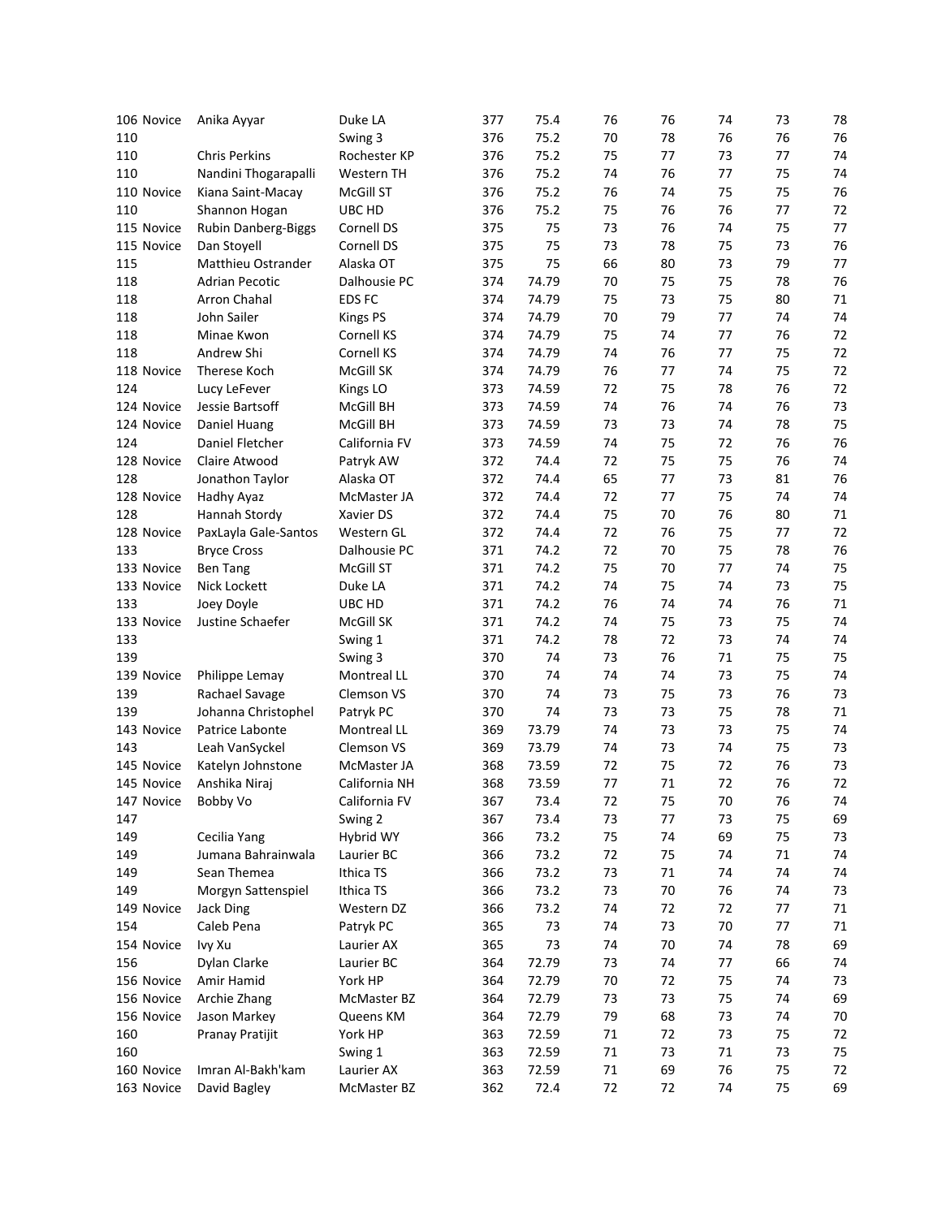| | | | | | | | | | | |
|---|---|---|---|---|---|---|---|---|---|---|
| 106 | Novice | Anika Ayyar | Duke LA | 377 | 75.4 | 76 | 76 | 74 | 73 | 78 |
| 110 | | | Swing 3 | 376 | 75.2 | 70 | 78 | 76 | 76 | 76 |
| 110 | | Chris Perkins | Rochester KP | 376 | 75.2 | 75 | 77 | 73 | 77 | 74 |
| 110 | | Nandini Thogarapalli | Western TH | 376 | 75.2 | 74 | 76 | 77 | 75 | 74 |
| 110 | Novice | Kiana Saint-Macay | McGill ST | 376 | 75.2 | 76 | 74 | 75 | 75 | 76 |
| 110 | | Shannon Hogan | UBC HD | 376 | 75.2 | 75 | 76 | 76 | 77 | 72 |
| 115 | Novice | Rubin Danberg-Biggs | Cornell DS | 375 | 75 | 73 | 76 | 74 | 75 | 77 |
| 115 | Novice | Dan Stoyell | Cornell DS | 375 | 75 | 73 | 78 | 75 | 73 | 76 |
| 115 | | Matthieu Ostrander | Alaska OT | 375 | 75 | 66 | 80 | 73 | 79 | 77 |
| 118 | | Adrian Pecotic | Dalhousie PC | 374 | 74.79 | 70 | 75 | 75 | 78 | 76 |
| 118 | | Arron Chahal | EDS FC | 374 | 74.79 | 75 | 73 | 75 | 80 | 71 |
| 118 | | John Sailer | Kings PS | 374 | 74.79 | 70 | 79 | 77 | 74 | 74 |
| 118 | | Minae Kwon | Cornell KS | 374 | 74.79 | 75 | 74 | 77 | 76 | 72 |
| 118 | | Andrew Shi | Cornell KS | 374 | 74.79 | 74 | 76 | 77 | 75 | 72 |
| 118 | Novice | Therese Koch | McGill SK | 374 | 74.79 | 76 | 77 | 74 | 75 | 72 |
| 124 | | Lucy LeFever | Kings LO | 373 | 74.59 | 72 | 75 | 78 | 76 | 72 |
| 124 | Novice | Jessie Bartsoff | McGill BH | 373 | 74.59 | 74 | 76 | 74 | 76 | 73 |
| 124 | Novice | Daniel Huang | McGill BH | 373 | 74.59 | 73 | 73 | 74 | 78 | 75 |
| 124 | | Daniel Fletcher | California FV | 373 | 74.59 | 74 | 75 | 72 | 76 | 76 |
| 128 | Novice | Claire Atwood | Patryk AW | 372 | 74.4 | 72 | 75 | 75 | 76 | 74 |
| 128 | | Jonathon Taylor | Alaska OT | 372 | 74.4 | 65 | 77 | 73 | 81 | 76 |
| 128 | Novice | Hadhy Ayaz | McMaster JA | 372 | 74.4 | 72 | 77 | 75 | 74 | 74 |
| 128 | | Hannah Stordy | Xavier DS | 372 | 74.4 | 75 | 70 | 76 | 80 | 71 |
| 128 | Novice | PaxLayla Gale-Santos | Western GL | 372 | 74.4 | 72 | 76 | 75 | 77 | 72 |
| 133 | | Bryce Cross | Dalhousie PC | 371 | 74.2 | 72 | 70 | 75 | 78 | 76 |
| 133 | Novice | Ben Tang | McGill ST | 371 | 74.2 | 75 | 70 | 77 | 74 | 75 |
| 133 | Novice | Nick Lockett | Duke LA | 371 | 74.2 | 74 | 75 | 74 | 73 | 75 |
| 133 | | Joey Doyle | UBC HD | 371 | 74.2 | 76 | 74 | 74 | 76 | 71 |
| 133 | Novice | Justine Schaefer | McGill SK | 371 | 74.2 | 74 | 75 | 73 | 75 | 74 |
| 133 | | | Swing 1 | 371 | 74.2 | 78 | 72 | 73 | 74 | 74 |
| 139 | | | Swing 3 | 370 | 74 | 73 | 76 | 71 | 75 | 75 |
| 139 | Novice | Philippe Lemay | Montreal LL | 370 | 74 | 74 | 74 | 73 | 75 | 74 |
| 139 | | Rachael Savage | Clemson VS | 370 | 74 | 73 | 75 | 73 | 76 | 73 |
| 139 | | Johanna Christophel | Patryk PC | 370 | 74 | 73 | 73 | 75 | 78 | 71 |
| 143 | Novice | Patrice Labonte | Montreal LL | 369 | 73.79 | 74 | 73 | 73 | 75 | 74 |
| 143 | | Leah VanSyckel | Clemson VS | 369 | 73.79 | 74 | 73 | 74 | 75 | 73 |
| 145 | Novice | Katelyn Johnstone | McMaster JA | 368 | 73.59 | 72 | 75 | 72 | 76 | 73 |
| 145 | Novice | Anshika Niraj | California NH | 368 | 73.59 | 77 | 71 | 72 | 76 | 72 |
| 147 | Novice | Bobby Vo | California FV | 367 | 73.4 | 72 | 75 | 70 | 76 | 74 |
| 147 | | | Swing 2 | 367 | 73.4 | 73 | 77 | 73 | 75 | 69 |
| 149 | | Cecilia Yang | Hybrid WY | 366 | 73.2 | 75 | 74 | 69 | 75 | 73 |
| 149 | | Jumana Bahrainwala | Laurier BC | 366 | 73.2 | 72 | 75 | 74 | 71 | 74 |
| 149 | | Sean Themea | Ithica TS | 366 | 73.2 | 73 | 71 | 74 | 74 | 74 |
| 149 | | Morgyn Sattenspiel | Ithica TS | 366 | 73.2 | 73 | 70 | 76 | 74 | 73 |
| 149 | Novice | Jack Ding | Western DZ | 366 | 73.2 | 74 | 72 | 72 | 77 | 71 |
| 154 | | Caleb Pena | Patryk PC | 365 | 73 | 74 | 73 | 70 | 77 | 71 |
| 154 | Novice | Ivy Xu | Laurier AX | 365 | 73 | 74 | 70 | 74 | 78 | 69 |
| 156 | | Dylan Clarke | Laurier BC | 364 | 72.79 | 73 | 74 | 77 | 66 | 74 |
| 156 | Novice | Amir Hamid | York HP | 364 | 72.79 | 70 | 72 | 75 | 74 | 73 |
| 156 | Novice | Archie Zhang | McMaster BZ | 364 | 72.79 | 73 | 73 | 75 | 74 | 69 |
| 156 | Novice | Jason Markey | Queens KM | 364 | 72.79 | 79 | 68 | 73 | 74 | 70 |
| 160 | | Pranay Pratijit | York HP | 363 | 72.59 | 71 | 72 | 73 | 75 | 72 |
| 160 | | | Swing 1 | 363 | 72.59 | 71 | 73 | 71 | 73 | 75 |
| 160 | Novice | Imran Al-Bakh'kam | Laurier AX | 363 | 72.59 | 71 | 69 | 76 | 75 | 72 |
| 163 | Novice | David Bagley | McMaster BZ | 362 | 72.4 | 72 | 72 | 74 | 75 | 69 |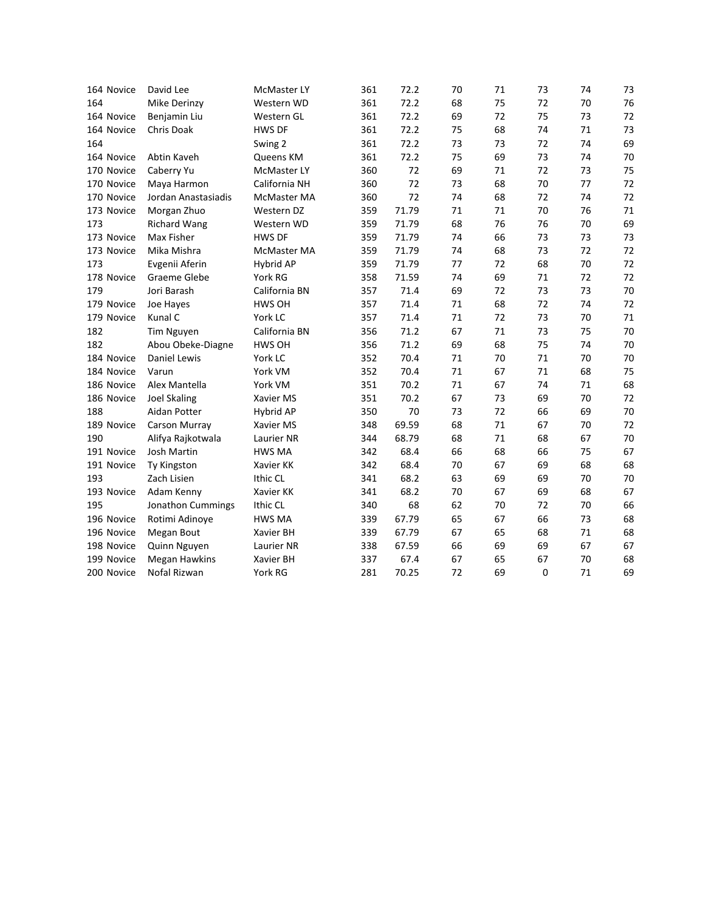| | | | | | | | | | | |
|---|---|---|---|---|---|---|---|---|---|---|
| 164 | Novice | David Lee | McMaster LY | 361 | 72.2 | 70 | 71 | 73 | 74 | 73 |
| 164 | | Mike Derinzy | Western WD | 361 | 72.2 | 68 | 75 | 72 | 70 | 76 |
| 164 | Novice | Benjamin Liu | Western GL | 361 | 72.2 | 69 | 72 | 75 | 73 | 72 |
| 164 | Novice | Chris Doak | HWS DF | 361 | 72.2 | 75 | 68 | 74 | 71 | 73 |
| 164 | | | Swing 2 | 361 | 72.2 | 73 | 73 | 72 | 74 | 69 |
| 164 | Novice | Abtin Kaveh | Queens KM | 361 | 72.2 | 75 | 69 | 73 | 74 | 70 |
| 170 | Novice | Caberry Yu | McMaster LY | 360 | 72 | 69 | 71 | 72 | 73 | 75 |
| 170 | Novice | Maya Harmon | California NH | 360 | 72 | 73 | 68 | 70 | 77 | 72 |
| 170 | Novice | Jordan Anastasiadis | McMaster MA | 360 | 72 | 74 | 68 | 72 | 74 | 72 |
| 173 | Novice | Morgan Zhuo | Western DZ | 359 | 71.79 | 71 | 71 | 70 | 76 | 71 |
| 173 | | Richard Wang | Western WD | 359 | 71.79 | 68 | 76 | 76 | 70 | 69 |
| 173 | Novice | Max Fisher | HWS DF | 359 | 71.79 | 74 | 66 | 73 | 73 | 73 |
| 173 | Novice | Mika Mishra | McMaster MA | 359 | 71.79 | 74 | 68 | 73 | 72 | 72 |
| 173 | | Evgenii Aferin | Hybrid AP | 359 | 71.79 | 77 | 72 | 68 | 70 | 72 |
| 178 | Novice | Graeme Glebe | York RG | 358 | 71.59 | 74 | 69 | 71 | 72 | 72 |
| 179 | | Jori Barash | California BN | 357 | 71.4 | 69 | 72 | 73 | 73 | 70 |
| 179 | Novice | Joe Hayes | HWS OH | 357 | 71.4 | 71 | 68 | 72 | 74 | 72 |
| 179 | Novice | Kunal C | York LC | 357 | 71.4 | 71 | 72 | 73 | 70 | 71 |
| 182 | | Tim Nguyen | California BN | 356 | 71.2 | 67 | 71 | 73 | 75 | 70 |
| 182 | | Abou Obeke-Diagne | HWS OH | 356 | 71.2 | 69 | 68 | 75 | 74 | 70 |
| 184 | Novice | Daniel Lewis | York LC | 352 | 70.4 | 71 | 70 | 71 | 70 | 70 |
| 184 | Novice | Varun | York VM | 352 | 70.4 | 71 | 67 | 71 | 68 | 75 |
| 186 | Novice | Alex Mantella | York VM | 351 | 70.2 | 71 | 67 | 74 | 71 | 68 |
| 186 | Novice | Joel Skaling | Xavier MS | 351 | 70.2 | 67 | 73 | 69 | 70 | 72 |
| 188 | | Aidan Potter | Hybrid AP | 350 | 70 | 73 | 72 | 66 | 69 | 70 |
| 189 | Novice | Carson Murray | Xavier MS | 348 | 69.59 | 68 | 71 | 67 | 70 | 72 |
| 190 | | Alifya Rajkotwala | Laurier NR | 344 | 68.79 | 68 | 71 | 68 | 67 | 70 |
| 191 | Novice | Josh Martin | HWS MA | 342 | 68.4 | 66 | 68 | 66 | 75 | 67 |
| 191 | Novice | Ty Kingston | Xavier KK | 342 | 68.4 | 70 | 67 | 69 | 68 | 68 |
| 193 | | Zach Lisien | Ithic CL | 341 | 68.2 | 63 | 69 | 69 | 70 | 70 |
| 193 | Novice | Adam Kenny | Xavier KK | 341 | 68.2 | 70 | 67 | 69 | 68 | 67 |
| 195 | | Jonathon Cummings | Ithic CL | 340 | 68 | 62 | 70 | 72 | 70 | 66 |
| 196 | Novice | Rotimi Adinoye | HWS MA | 339 | 67.79 | 65 | 67 | 66 | 73 | 68 |
| 196 | Novice | Megan Bout | Xavier BH | 339 | 67.79 | 67 | 65 | 68 | 71 | 68 |
| 198 | Novice | Quinn Nguyen | Laurier NR | 338 | 67.59 | 66 | 69 | 69 | 67 | 67 |
| 199 | Novice | Megan Hawkins | Xavier BH | 337 | 67.4 | 67 | 65 | 67 | 70 | 68 |
| 200 | Novice | Nofal Rizwan | York RG | 281 | 70.25 | 72 | 69 | 0 | 71 | 69 |